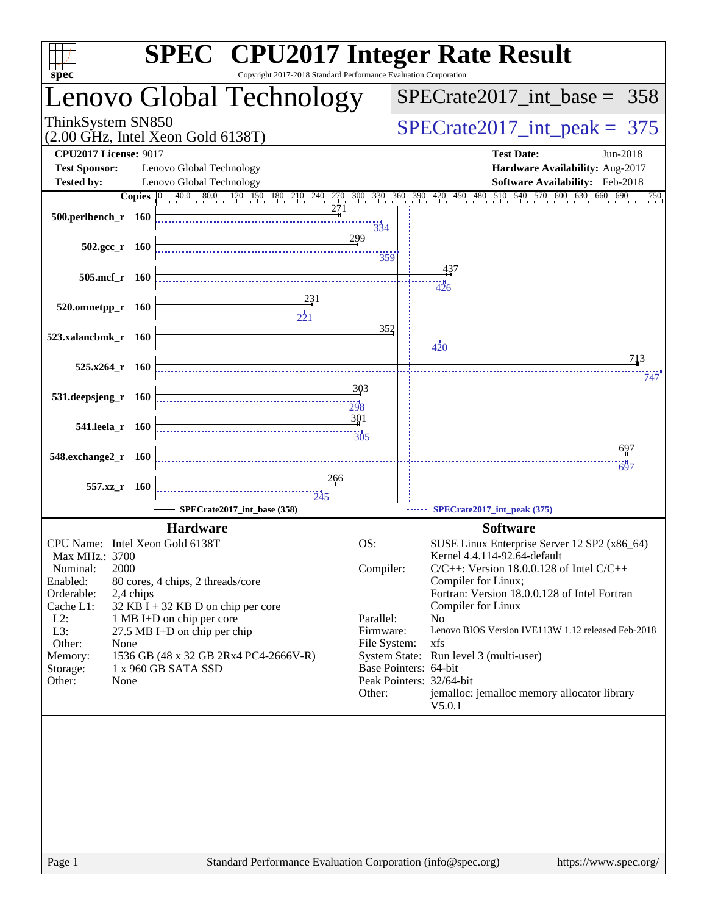# SPEC CPU2017 Integer Rate Result

Copyright 2017-2018 Standard Performance Evaluation Corporation

## Lenovo Global Technology

ThinkSystem SN850
(2.00 GHz, Intel Xeon Gold 6138T)

SPECrate2017_int_base = 358

SPECrate2017_int_peak = 375

**CPU2017 License:** 9017
**Test Sponsor:** Lenovo Global Technology
**Tested by:** Lenovo Global Technology

**Test Date:** Jun-2018
**Hardware Availability:** Aug-2017
**Software Availability:** Feb-2018

| Benchmark | Copies | Base | Peak |
|---|---|---|---|
| 500.perlbench_r | 160 | 271 | 334 |
| 502.gcc_r | 160 | 299 | 359 |
| 505.mcf_r | 160 | 437 | 426 |
| 520.omnetpp_r | 160 | 231 | 221 |
| 523.xalancbmk_r | 160 | 352 | 420 |
| 525.x264_r | 160 | 713 | 747 |
| 531.deepsjeng_r | 160 | 303 | 298 |
| 541.leela_r | 160 | 301 | 305 |
| 548.exchange2_r | 160 | 697 | 697 |
| 557.xz_r | 160 | 266 | 245 |

SPECrate2017_int_base (358) — SPECrate2017_int_peak (375)

### Hardware

| | |
|---|---|
| CPU Name: | Intel Xeon Gold 6138T |
| Max MHz.: | 3700 |
| Nominal: | 2000 |
| Enabled: | 80 cores, 4 chips, 2 threads/core |
| Orderable: | 2,4 chips |
| Cache L1: | 32 KB I + 32 KB D on chip per core |
| L2: | 1 MB I+D on chip per core |
| L3: | 27.5 MB I+D on chip per chip |
| Other: | None |
| Memory: | 1536 GB (48 x 32 GB 2Rx4 PC4-2666V-R) |
| Storage: | 1 x 960 GB SATA SSD |
| Other: | None |

### Software

| | |
|---|---|
| OS: | SUSE Linux Enterprise Server 12 SP2 (x86_64) Kernel 4.4.114-92.64-default |
| Compiler: | C/C++: Version 18.0.0.128 of Intel C/C++ Compiler for Linux; Fortran: Version 18.0.0.128 of Intel Fortran Compiler for Linux |
| Parallel: | No |
| Firmware: | Lenovo BIOS Version IVE113W 1.12 released Feb-2018 |
| File System: | xfs |
| System State: | Run level 3 (multi-user) |
| Base Pointers: | 64-bit |
| Peak Pointers: | 32/64-bit |
| Other: | jemalloc: jemalloc memory allocator library V5.0.1 |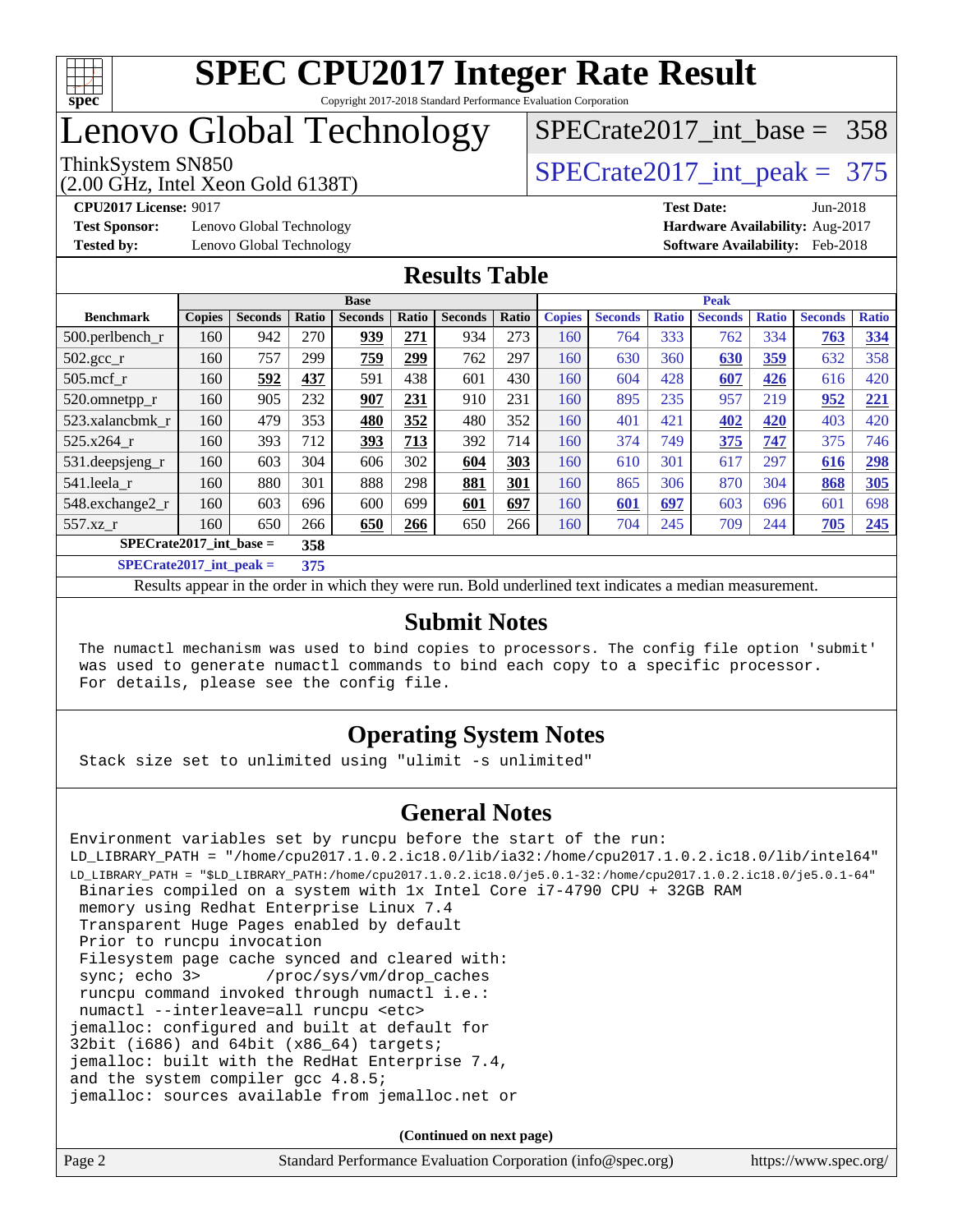# SPEC CPU2017 Integer Rate Result

Copyright 2017-2018 Standard Performance Evaluation Corporation

# Lenovo Global Technology

ThinkSystem SN850
(2.00 GHz, Intel Xeon Gold 6138T)

SPECrate2017_int_base = 358

SPECrate2017_int_peak = 375

**CPU2017 License:** 9017
**Test Sponsor:** Lenovo Global Technology
**Tested by:** Lenovo Global Technology

**Test Date:** Jun-2018
**Hardware Availability:** Aug-2017
**Software Availability:** Feb-2018

## Results Table

| Benchmark | Base | | | | | | | Peak | | | | | | |
|---|---|---|---|---|---|---|---|---|---|---|---|---|---|---|
| | Copies | Seconds | Ratio | Seconds | Ratio | Seconds | Ratio | Copies | Seconds | Ratio | Seconds | Ratio | Seconds | Ratio |
| 500.perlbench_r | 160 | 942 | 270 | **939** | **271** | 934 | 273 | 160 | 764 | 333 | 762 | 334 | **763** | **334** |
| 502.gcc_r | 160 | 757 | 299 | **759** | **299** | 762 | 297 | 160 | 630 | 360 | **630** | **359** | 632 | 358 |
| 505.mcf_r | 160 | **592** | **437** | 591 | 438 | 601 | 430 | 160 | 604 | 428 | **607** | **426** | 616 | 420 |
| 520.omnetpp_r | 160 | 905 | 232 | **907** | **231** | 910 | 231 | 160 | 895 | 235 | 957 | 219 | **952** | **221** |
| 523.xalancbmk_r | 160 | 479 | 353 | **480** | **352** | 480 | 352 | 160 | 401 | 421 | **402** | **420** | 403 | 420 |
| 525.x264_r | 160 | 393 | 712 | **393** | **713** | 392 | 714 | 160 | 374 | 749 | **375** | **747** | 375 | 746 |
| 531.deepsjeng_r | 160 | 603 | 304 | 606 | 302 | **604** | **303** | 160 | 610 | 301 | 617 | 297 | **616** | **298** |
| 541.leela_r | 160 | 880 | 301 | 888 | 298 | **881** | **301** | 160 | 865 | 306 | 870 | 304 | **868** | **305** |
| 548.exchange2_r | 160 | 603 | 696 | 600 | 699 | **601** | **697** | 160 | **601** | **697** | 603 | 696 | 601 | 698 |
| 557.xz_r | 160 | 650 | 266 | **650** | **266** | 650 | 266 | 160 | 704 | 245 | 709 | 244 | **705** | **245** |

**SPECrate2017_int_base = 358**

**SPECrate2017_int_peak = 375**

Results appear in the order in which they were run. Bold underlined text indicates a median measurement.

## Submit Notes

```
The numactl mechanism was used to bind copies to processors. The config file option 'submit'
was used to generate numactl commands to bind each copy to a specific processor.
For details, please see the config file.
```

## Operating System Notes

```
Stack size set to unlimited using "ulimit -s unlimited"
```

## General Notes

```
Environment variables set by runcpu before the start of the run:
LD_LIBRARY_PATH = "/home/cpu2017.1.0.2.ic18.0/lib/ia32:/home/cpu2017.1.0.2.ic18.0/lib/intel64"
LD_LIBRARY_PATH = "$LD_LIBRARY_PATH:/home/cpu2017.1.0.2.ic18.0/je5.0.1-32:/home/cpu2017.1.0.2.ic18.0/je5.0.1-64"
 Binaries compiled on a system with 1x Intel Core i7-4790 CPU + 32GB RAM
 memory using Redhat Enterprise Linux 7.4
 Transparent Huge Pages enabled by default
 Prior to runcpu invocation
 Filesystem page cache synced and cleared with:
 sync; echo 3>       /proc/sys/vm/drop_caches
 runcpu command invoked through numactl i.e.:
 numactl --interleave=all runcpu <etc>
jemalloc: configured and built at default for
32bit (i686) and 64bit (x86_64) targets;
jemalloc: built with the RedHat Enterprise 7.4,
and the system compiler gcc 4.8.5;
jemalloc: sources available from jemalloc.net or
```

**(Continued on next page)**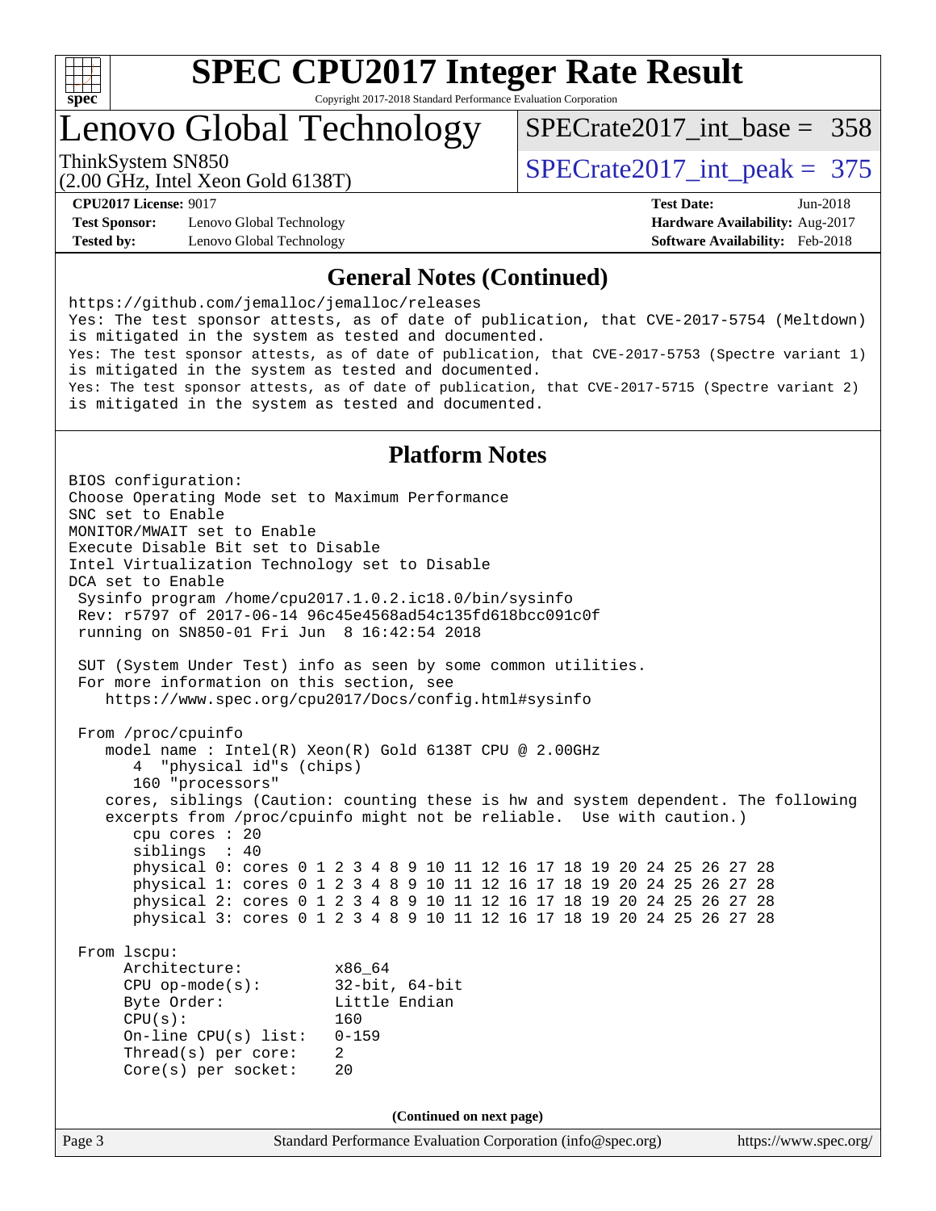## General Notes (Continued)

```
https://github.com/jemalloc/jemalloc/releases
Yes: The test sponsor attests, as of date of publication, that CVE-2017-5754 (Meltdown)
is mitigated in the system as tested and documented.
Yes: The test sponsor attests, as of date of publication, that CVE-2017-5753 (Spectre variant 1)
is mitigated in the system as tested and documented.
Yes: The test sponsor attests, as of date of publication, that CVE-2017-5715 (Spectre variant 2)
is mitigated in the system as tested and documented.
```

## Platform Notes

```
BIOS configuration:
Choose Operating Mode set to Maximum Performance
SNC set to Enable
MONITOR/MWAIT set to Enable
Execute Disable Bit set to Disable
Intel Virtualization Technology set to Disable
DCA set to Enable
 Sysinfo program /home/cpu2017.1.0.2.ic18.0/bin/sysinfo
 Rev: r5797 of 2017-06-14 96c45e4568ad54c135fd618bcc091c0f
 running on SN850-01 Fri Jun  8 16:42:54 2018

 SUT (System Under Test) info as seen by some common utilities.
 For more information on this section, see
    https://www.spec.org/cpu2017/Docs/config.html#sysinfo

 From /proc/cpuinfo
    model name : Intel(R) Xeon(R) Gold 6138T CPU @ 2.00GHz
       4  "physical id"s (chips)
       160 "processors"
    cores, siblings (Caution: counting these is hw and system dependent. The following
    excerpts from /proc/cpuinfo might not be reliable.  Use with caution.)
       cpu cores : 20
       siblings  : 40
       physical 0: cores 0 1 2 3 4 8 9 10 11 12 16 17 18 19 20 24 25 26 27 28
       physical 1: cores 0 1 2 3 4 8 9 10 11 12 16 17 18 19 20 24 25 26 27 28
       physical 2: cores 0 1 2 3 4 8 9 10 11 12 16 17 18 19 20 24 25 26 27 28
       physical 3: cores 0 1 2 3 4 8 9 10 11 12 16 17 18 19 20 24 25 26 27 28

 From lscpu:
      Architecture:          x86_64
      CPU op-mode(s):        32-bit, 64-bit
      Byte Order:            Little Endian
      CPU(s):                160
      On-line CPU(s) list:   0-159
      Thread(s) per core:    2
      Core(s) per socket:    20
```

**(Continued on next page)**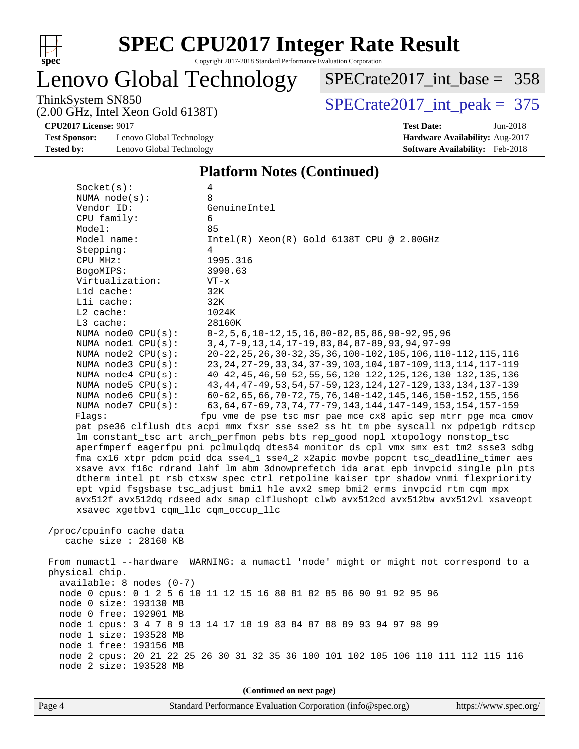# SPEC CPU2017 Integer Rate Result

Copyright 2017-2018 Standard Performance Evaluation Corporation

## Lenovo Global Technology

ThinkSystem SN850
(2.00 GHz, Intel Xeon Gold 6138T)

SPECrate2017_int_base = 358

SPECrate2017_int_peak = 375

**CPU2017 License:** 9017
**Test Sponsor:** Lenovo Global Technology
**Tested by:** Lenovo Global Technology

**Test Date:** Jun-2018
**Hardware Availability:** Aug-2017
**Software Availability:** Feb-2018

### Platform Notes (Continued)

```
    Socket(s):             4
    NUMA node(s):          8
    Vendor ID:             GenuineIntel
    CPU family:            6
    Model:                 85
    Model name:            Intel(R) Xeon(R) Gold 6138T CPU @ 2.00GHz
    Stepping:              4
    CPU MHz:               1995.316
    BogoMIPS:              3990.63
    Virtualization:        VT-x
    L1d cache:             32K
    L1i cache:             32K
    L2 cache:              1024K
    L3 cache:              28160K
    NUMA node0 CPU(s):     0-2,5,6,10-12,15,16,80-82,85,86,90-92,95,96
    NUMA node1 CPU(s):     3,4,7-9,13,14,17-19,83,84,87-89,93,94,97-99
    NUMA node2 CPU(s):     20-22,25,26,30-32,35,36,100-102,105,106,110-112,115,116
    NUMA node3 CPU(s):     23,24,27-29,33,34,37-39,103,104,107-109,113,114,117-119
    NUMA node4 CPU(s):     40-42,45,46,50-52,55,56,120-122,125,126,130-132,135,136
    NUMA node5 CPU(s):     43,44,47-49,53,54,57-59,123,124,127-129,133,134,137-139
    NUMA node6 CPU(s):     60-62,65,66,70-72,75,76,140-142,145,146,150-152,155,156
    NUMA node7 CPU(s):     63,64,67-69,73,74,77-79,143,144,147-149,153,154,157-159
    Flags:                 fpu vme de pse tsc msr pae mce cx8 apic sep mtrr pge mca cmov
    pat pse36 clflush dts acpi mmx fxsr sse sse2 ss ht tm pbe syscall nx pdpe1gb rdtscp
    lm constant_tsc art arch_perfmon pebs bts rep_good nopl xtopology nonstop_tsc
    aperfmperf eagerfpu pni pclmulqdq dtes64 monitor ds_cpl vmx smx est tm2 ssse3 sdbg
    fma cx16 xtpr pdcm pcid dca sse4_1 sse4_2 x2apic movbe popcnt tsc_deadline_timer aes
    xsave avx f16c rdrand lahf_lm abm 3dnowprefetch ida arat epb invpcid_single pln pts
    dtherm intel_pt rsb_ctxsw spec_ctrl retpoline kaiser tpr_shadow vnmi flexpriority
    ept vpid fsgsbase tsc_adjust bmi1 hle avx2 smep bmi2 erms invpcid rtm cqm mpx
    avx512f avx512dq rdseed adx smap clflushopt clwb avx512cd avx512bw avx512vl xsaveopt
    xsavec xgetbv1 cqm_llc cqm_occup_llc

 /proc/cpuinfo cache data
    cache size : 28160 KB

 From numactl --hardware  WARNING: a numactl 'node' might or might not correspond to a
 physical chip.
   available: 8 nodes (0-7)
   node 0 cpus: 0 1 2 5 6 10 11 12 15 16 80 81 82 85 86 90 91 92 95 96
   node 0 size: 193130 MB
   node 0 free: 192901 MB
   node 1 cpus: 3 4 7 8 9 13 14 17 18 19 83 84 87 88 89 93 94 97 98 99
   node 1 size: 193528 MB
   node 1 free: 193156 MB
   node 2 cpus: 20 21 22 25 26 30 31 32 35 36 100 101 102 105 106 110 111 112 115 116
   node 2 size: 193528 MB
```

**(Continued on next page)**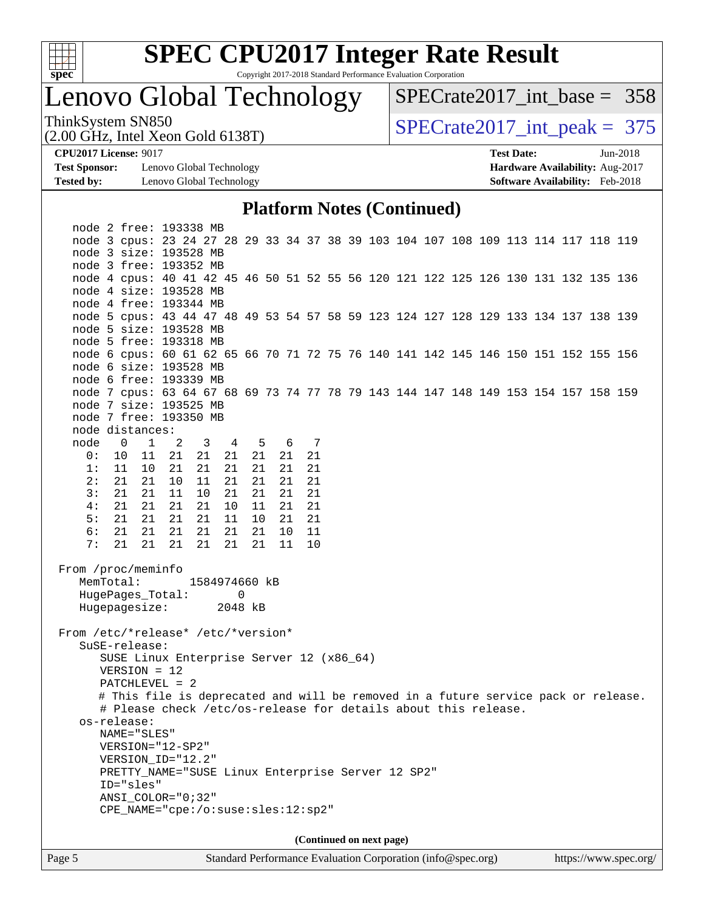# SPEC CPU2017 Integer Rate Result

Copyright 2017-2018 Standard Performance Evaluation Corporation

## Lenovo Global Technology

ThinkSystem SN850
(2.00 GHz, Intel Xeon Gold 6138T)

SPECrate2017_int_base = 358

SPECrate2017_int_peak = 375

**CPU2017 License:** 9017
**Test Sponsor:** Lenovo Global Technology
**Tested by:** Lenovo Global Technology

**Test Date:** Jun-2018
**Hardware Availability:** Aug-2017
**Software Availability:** Feb-2018

### Platform Notes (Continued)

```
    node 2 free: 193338 MB
    node 3 cpus: 23 24 27 28 29 33 34 37 38 39 103 104 107 108 109 113 114 117 118 119
    node 3 size: 193528 MB
    node 3 free: 193352 MB
    node 4 cpus: 40 41 42 45 46 50 51 52 55 56 120 121 122 125 126 130 131 132 135 136
    node 4 size: 193528 MB
    node 4 free: 193344 MB
    node 5 cpus: 43 44 47 48 49 53 54 57 58 59 123 124 127 128 129 133 134 137 138 139
    node 5 size: 193528 MB
    node 5 free: 193318 MB
    node 6 cpus: 60 61 62 65 66 70 71 72 75 76 140 141 142 145 146 150 151 152 155 156
    node 6 size: 193528 MB
    node 6 free: 193339 MB
    node 7 cpus: 63 64 67 68 69 73 74 77 78 79 143 144 147 148 149 153 154 157 158 159
    node 7 size: 193525 MB
    node 7 free: 193350 MB
    node distances:
    node   0   1   2   3   4   5   6   7
      0:  10  11  21  21  21  21  21  21
      1:  11  10  21  21  21  21  21  21
      2:  21  21  10  11  21  21  21  21
      3:  21  21  11  10  21  21  21  21
      4:  21  21  21  21  10  11  21  21
      5:  21  21  21  21  11  10  21  21
      6:  21  21  21  21  21  21  10  11
      7:  21  21  21  21  21  21  11  10

 From /proc/meminfo
    MemTotal:       1584974660 kB
    HugePages_Total:       0
    Hugepagesize:       2048 kB

 From /etc/*release* /etc/*version*
    SuSE-release:
       SUSE Linux Enterprise Server 12 (x86_64)
       VERSION = 12
       PATCHLEVEL = 2
       # This file is deprecated and will be removed in a future service pack or release.
       # Please check /etc/os-release for details about this release.
    os-release:
       NAME="SLES"
       VERSION="12-SP2"
       VERSION_ID="12.2"
       PRETTY_NAME="SUSE Linux Enterprise Server 12 SP2"
       ID="sles"
       ANSI_COLOR="0;32"
       CPE_NAME="cpe:/o:suse:sles:12:sp2"
```

(Continued on next page)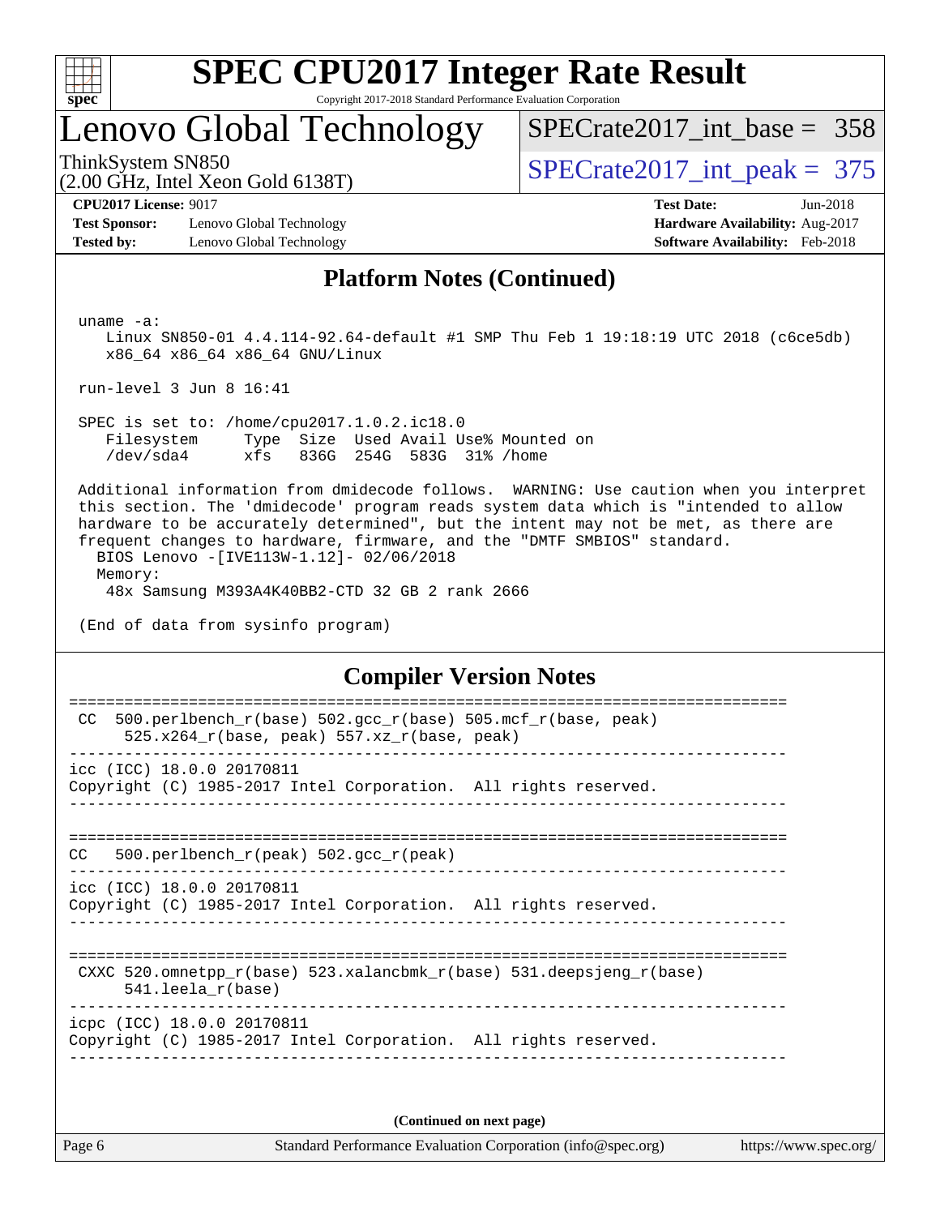# SPEC CPU2017 Integer Rate Result

Copyright 2017-2018 Standard Performance Evaluation Corporation

## Lenovo Global Technology

ThinkSystem SN850
(2.00 GHz, Intel Xeon Gold 6138T)

SPECrate2017_int_base = 358

SPECrate2017_int_peak = 375

**CPU2017 License:** 9017
**Test Sponsor:** Lenovo Global Technology
**Tested by:** Lenovo Global Technology

**Test Date:** Jun-2018
**Hardware Availability:** Aug-2017
**Software Availability:** Feb-2018

## Platform Notes (Continued)

```
 uname -a:
    Linux SN850-01 4.4.114-92.64-default #1 SMP Thu Feb 1 19:18:19 UTC 2018 (c6ce5db)
    x86_64 x86_64 x86_64 GNU/Linux

 run-level 3 Jun 8 16:41

 SPEC is set to: /home/cpu2017.1.0.2.ic18.0
    Filesystem     Type  Size  Used Avail Use% Mounted on
    /dev/sda4      xfs   836G  254G  583G  31% /home

 Additional information from dmidecode follows.  WARNING: Use caution when you interpret
 this section. The 'dmidecode' program reads system data which is "intended to allow
 hardware to be accurately determined", but the intent may not be met, as there are
 frequent changes to hardware, firmware, and the "DMTF SMBIOS" standard.
   BIOS Lenovo -[IVE113W-1.12]- 02/06/2018
   Memory:
    48x Samsung M393A4K40BB2-CTD 32 GB 2 rank 2666

 (End of data from sysinfo program)
```

## Compiler Version Notes

```
==============================================================================
 CC  500.perlbench_r(base) 502.gcc_r(base) 505.mcf_r(base, peak)
      525.x264_r(base, peak) 557.xz_r(base, peak)
------------------------------------------------------------------------------
icc (ICC) 18.0.0 20170811
Copyright (C) 1985-2017 Intel Corporation.  All rights reserved.
------------------------------------------------------------------------------

==============================================================================
CC   500.perlbench_r(peak) 502.gcc_r(peak)
------------------------------------------------------------------------------
icc (ICC) 18.0.0 20170811
Copyright (C) 1985-2017 Intel Corporation.  All rights reserved.
------------------------------------------------------------------------------

==============================================================================
 CXXC 520.omnetpp_r(base) 523.xalancbmk_r(base) 531.deepsjeng_r(base)
      541.leela_r(base)
------------------------------------------------------------------------------
icpc (ICC) 18.0.0 20170811
Copyright (C) 1985-2017 Intel Corporation.  All rights reserved.
------------------------------------------------------------------------------
```

**(Continued on next page)**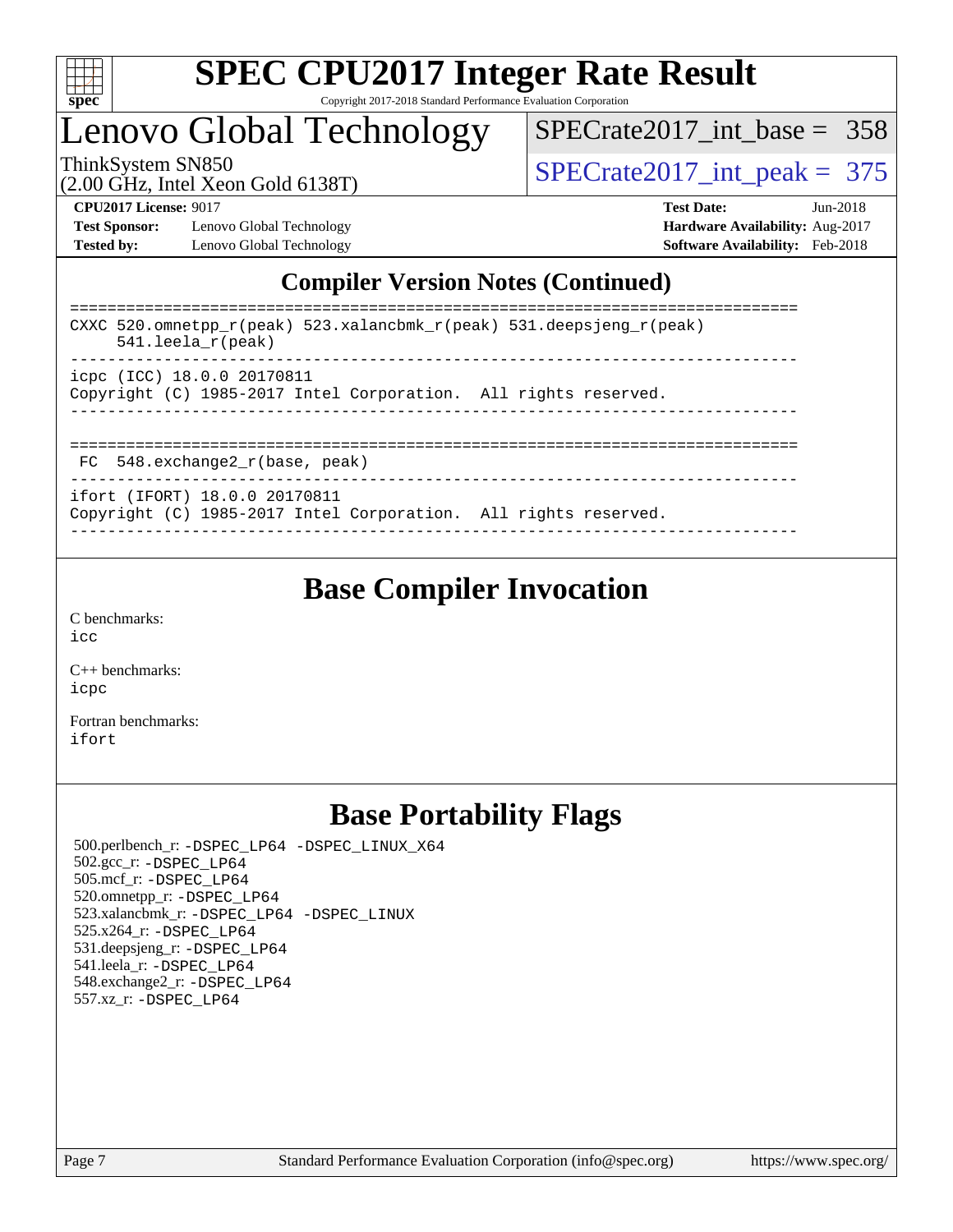## Compiler Version Notes (Continued)

```
==============================================================================
CXXC 520.omnetpp_r(peak) 523.xalancbmk_r(peak) 531.deepsjeng_r(peak)
      541.leela_r(peak)
------------------------------------------------------------------------------
icpc (ICC) 18.0.0 20170811
Copyright (C) 1985-2017 Intel Corporation.  All rights reserved.
------------------------------------------------------------------------------

==============================================================================
 FC  548.exchange2_r(base, peak)
------------------------------------------------------------------------------
ifort (IFORT) 18.0.0 20170811
Copyright (C) 1985-2017 Intel Corporation.  All rights reserved.
------------------------------------------------------------------------------
```

## Base Compiler Invocation

C benchmarks:
icc

C++ benchmarks:
icpc

Fortran benchmarks:
ifort

## Base Portability Flags

500.perlbench_r: -DSPEC_LP64 -DSPEC_LINUX_X64
502.gcc_r: -DSPEC_LP64
505.mcf_r: -DSPEC_LP64
520.omnetpp_r: -DSPEC_LP64
523.xalancbmk_r: -DSPEC_LP64 -DSPEC_LINUX
525.x264_r: -DSPEC_LP64
531.deepsjeng_r: -DSPEC_LP64
541.leela_r: -DSPEC_LP64
548.exchange2_r: -DSPEC_LP64
557.xz_r: -DSPEC_LP64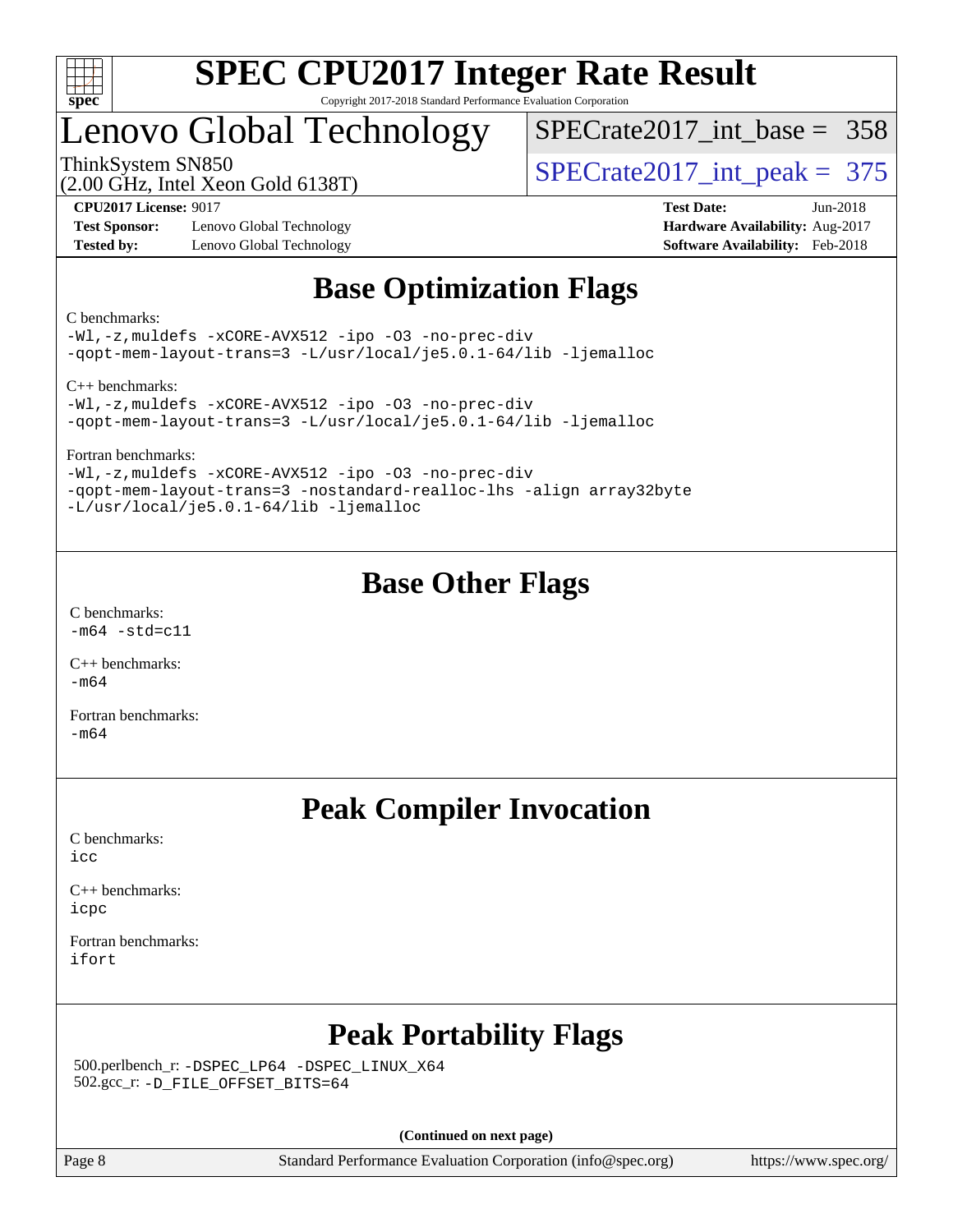# SPEC CPU2017 Integer Rate Result

Copyright 2017-2018 Standard Performance Evaluation Corporation

## Lenovo Global Technology

ThinkSystem SN850
(2.00 GHz, Intel Xeon Gold 6138T)

SPECrate2017_int_base = 358

SPECrate2017_int_peak = 375

**CPU2017 License:** 9017
**Test Sponsor:** Lenovo Global Technology
**Tested by:** Lenovo Global Technology

**Test Date:** Jun-2018
**Hardware Availability:** Aug-2017
**Software Availability:** Feb-2018

## Base Optimization Flags

C benchmarks:

```
-Wl,-z,muldefs -xCORE-AVX512 -ipo -O3 -no-prec-div
-qopt-mem-layout-trans=3 -L/usr/local/je5.0.1-64/lib -ljemalloc
```

C++ benchmarks:

```
-Wl,-z,muldefs -xCORE-AVX512 -ipo -O3 -no-prec-div
-qopt-mem-layout-trans=3 -L/usr/local/je5.0.1-64/lib -ljemalloc
```

Fortran benchmarks:

```
-Wl,-z,muldefs -xCORE-AVX512 -ipo -O3 -no-prec-div
-qopt-mem-layout-trans=3 -nostandard-realloc-lhs -align array32byte
-L/usr/local/je5.0.1-64/lib -ljemalloc
```

## Base Other Flags

C benchmarks:

```
-m64 -std=c11
```

C++ benchmarks:

```
-m64
```

Fortran benchmarks:

```
-m64
```

## Peak Compiler Invocation

C benchmarks:

```
icc
```

C++ benchmarks:

```
icpc
```

Fortran benchmarks:

```
ifort
```

## Peak Portability Flags

500.perlbench_r: `-DSPEC_LP64 -DSPEC_LINUX_X64`
502.gcc_r: `-D_FILE_OFFSET_BITS=64`

**(Continued on next page)**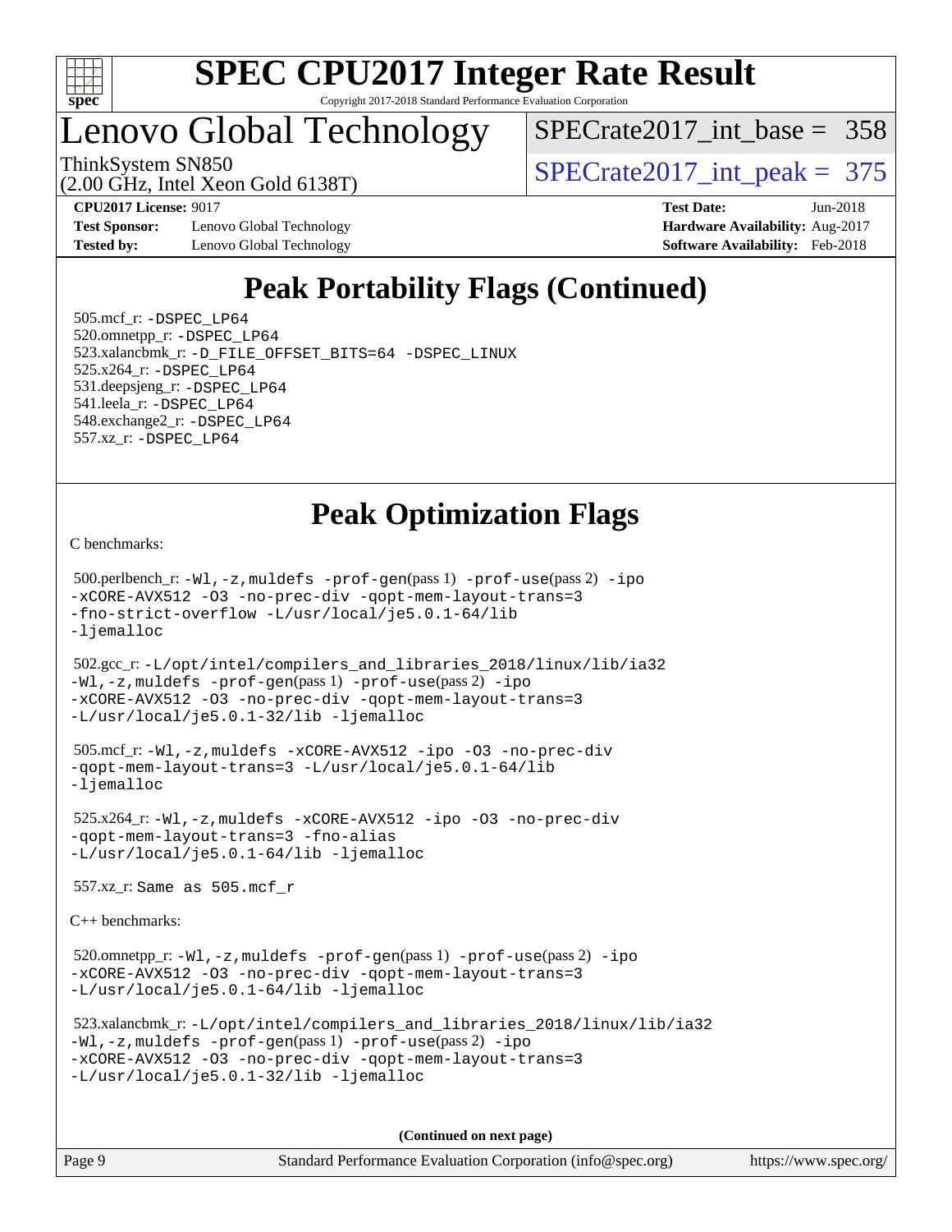# Peak Portability Flags (Continued)

505.mcf_r: -DSPEC_LP64
520.omnetpp_r: -DSPEC_LP64
523.xalancbmk_r: -D_FILE_OFFSET_BITS=64 -DSPEC_LINUX
525.x264_r: -DSPEC_LP64
531.deepsjeng_r: -DSPEC_LP64
541.leela_r: -DSPEC_LP64
548.exchange2_r: -DSPEC_LP64
557.xz_r: -DSPEC_LP64

# Peak Optimization Flags

C benchmarks:

500.perlbench_r: -Wl,-z,muldefs -prof-gen(pass 1) -prof-use(pass 2) -ipo -xCORE-AVX512 -O3 -no-prec-div -qopt-mem-layout-trans=3 -fno-strict-overflow -L/usr/local/je5.0.1-64/lib -ljemalloc

502.gcc_r: -L/opt/intel/compilers_and_libraries_2018/linux/lib/ia32 -Wl,-z,muldefs -prof-gen(pass 1) -prof-use(pass 2) -ipo -xCORE-AVX512 -O3 -no-prec-div -qopt-mem-layout-trans=3 -L/usr/local/je5.0.1-32/lib -ljemalloc

505.mcf_r: -Wl,-z,muldefs -xCORE-AVX512 -ipo -O3 -no-prec-div -qopt-mem-layout-trans=3 -L/usr/local/je5.0.1-64/lib -ljemalloc

525.x264_r: -Wl,-z,muldefs -xCORE-AVX512 -ipo -O3 -no-prec-div -qopt-mem-layout-trans=3 -fno-alias -L/usr/local/je5.0.1-64/lib -ljemalloc

557.xz_r: Same as 505.mcf_r

C++ benchmarks:

520.omnetpp_r: -Wl,-z,muldefs -prof-gen(pass 1) -prof-use(pass 2) -ipo -xCORE-AVX512 -O3 -no-prec-div -qopt-mem-layout-trans=3 -L/usr/local/je5.0.1-64/lib -ljemalloc

523.xalancbmk_r: -L/opt/intel/compilers_and_libraries_2018/linux/lib/ia32 -Wl,-z,muldefs -prof-gen(pass 1) -prof-use(pass 2) -ipo -xCORE-AVX512 -O3 -no-prec-div -qopt-mem-layout-trans=3 -L/usr/local/je5.0.1-32/lib -ljemalloc

(Continued on next page)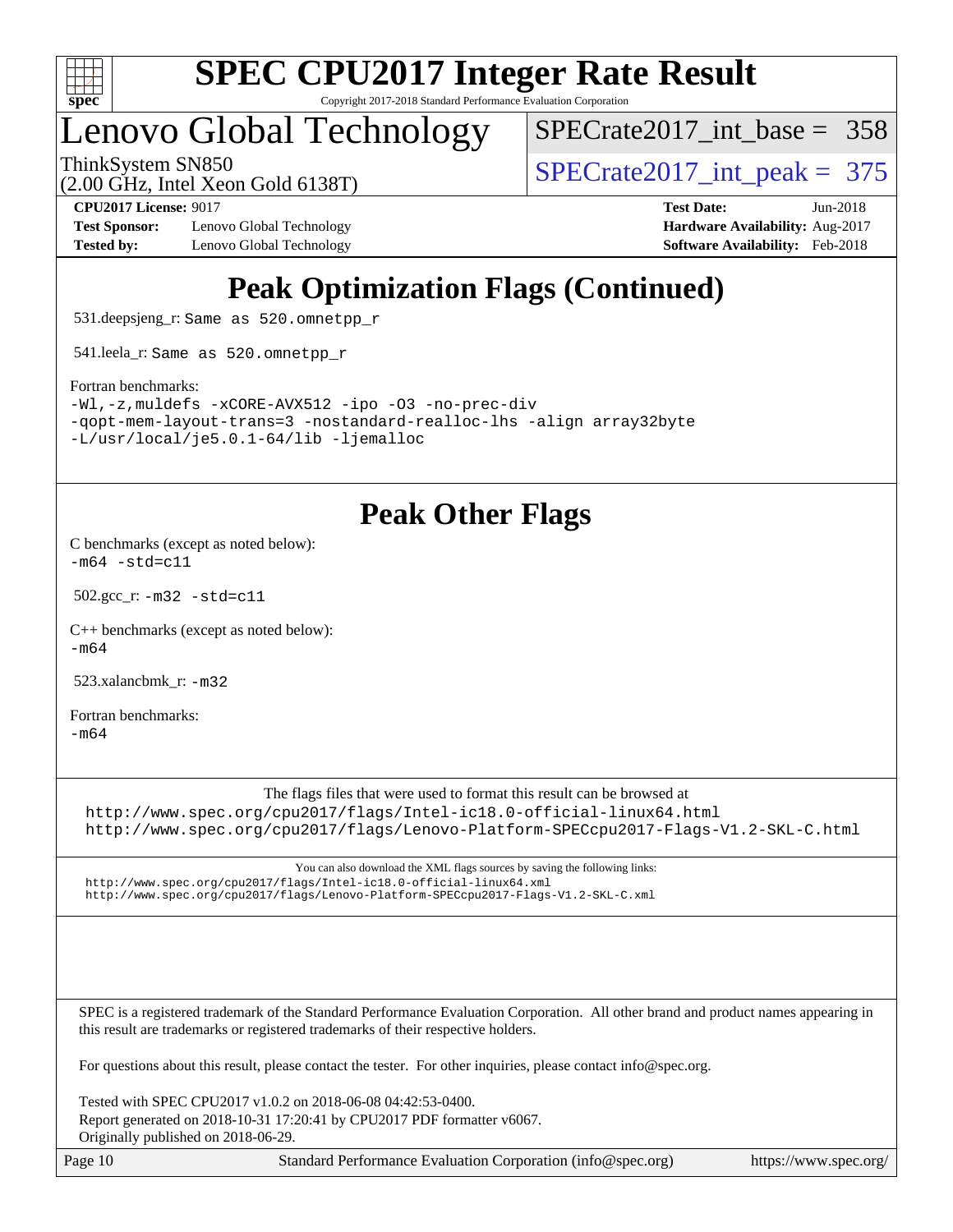# Peak Optimization Flags (Continued)

531.deepsjeng_r: `Same as 520.omnetpp_r`

541.leela_r: `Same as 520.omnetpp_r`

Fortran benchmarks:

```
-Wl,-z,muldefs -xCORE-AVX512 -ipo -O3 -no-prec-div
-qopt-mem-layout-trans=3 -nostandard-realloc-lhs -align array32byte
-L/usr/local/je5.0.1-64/lib -ljemalloc
```

# Peak Other Flags

C benchmarks (except as noted below):
`-m64 -std=c11`

502.gcc_r: `-m32 -std=c11`

C++ benchmarks (except as noted below):
`-m64`

523.xalancbmk_r: `-m32`

Fortran benchmarks:
`-m64`

The flags files that were used to format this result can be browsed at
http://www.spec.org/cpu2017/flags/Intel-ic18.0-official-linux64.html
http://www.spec.org/cpu2017/flags/Lenovo-Platform-SPECcpu2017-Flags-V1.2-SKL-C.html

You can also download the XML flags sources by saving the following links:
http://www.spec.org/cpu2017/flags/Intel-ic18.0-official-linux64.xml
http://www.spec.org/cpu2017/flags/Lenovo-Platform-SPECcpu2017-Flags-V1.2-SKL-C.xml

SPEC is a registered trademark of the Standard Performance Evaluation Corporation. All other brand and product names appearing in this result are trademarks or registered trademarks of their respective holders.

For questions about this result, please contact the tester. For other inquiries, please contact info@spec.org.

Tested with SPEC CPU2017 v1.0.2 on 2018-06-08 04:42:53-0400.
Report generated on 2018-10-31 17:20:41 by CPU2017 PDF formatter v6067.
Originally published on 2018-06-29.